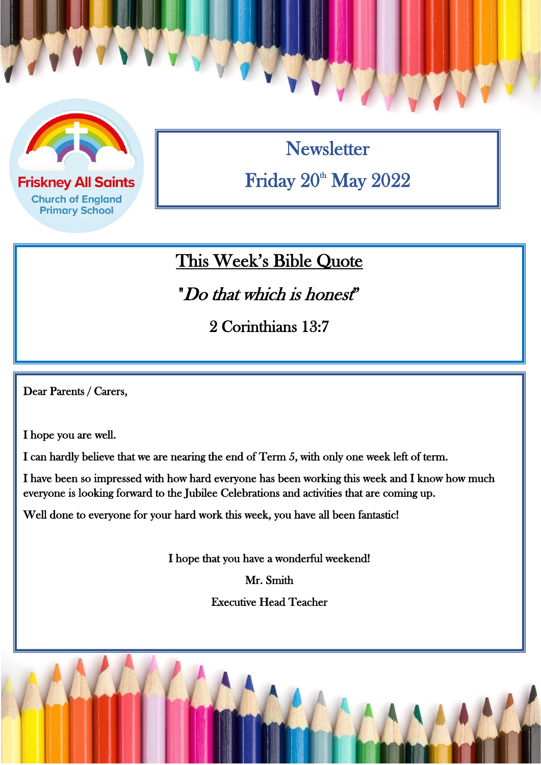Friskney All Saints
Church of England
Primary School

# Newsletter

## Friday 20th May 2022

## This Week's Bible Quote

*"Do that which is honest"*

2 Corinthians 13:7

Dear Parents / Carers,

I hope you are well.

I can hardly believe that we are nearing the end of Term 5, with only one week left of term.

I have been so impressed with how hard everyone has been working this week and I know how much everyone is looking forward to the Jubilee Celebrations and activities that are coming up.

Well done to everyone for your hard work this week, you have all been fantastic!

I hope that you have a wonderful weekend!

Mr. Smith

Executive Head Teacher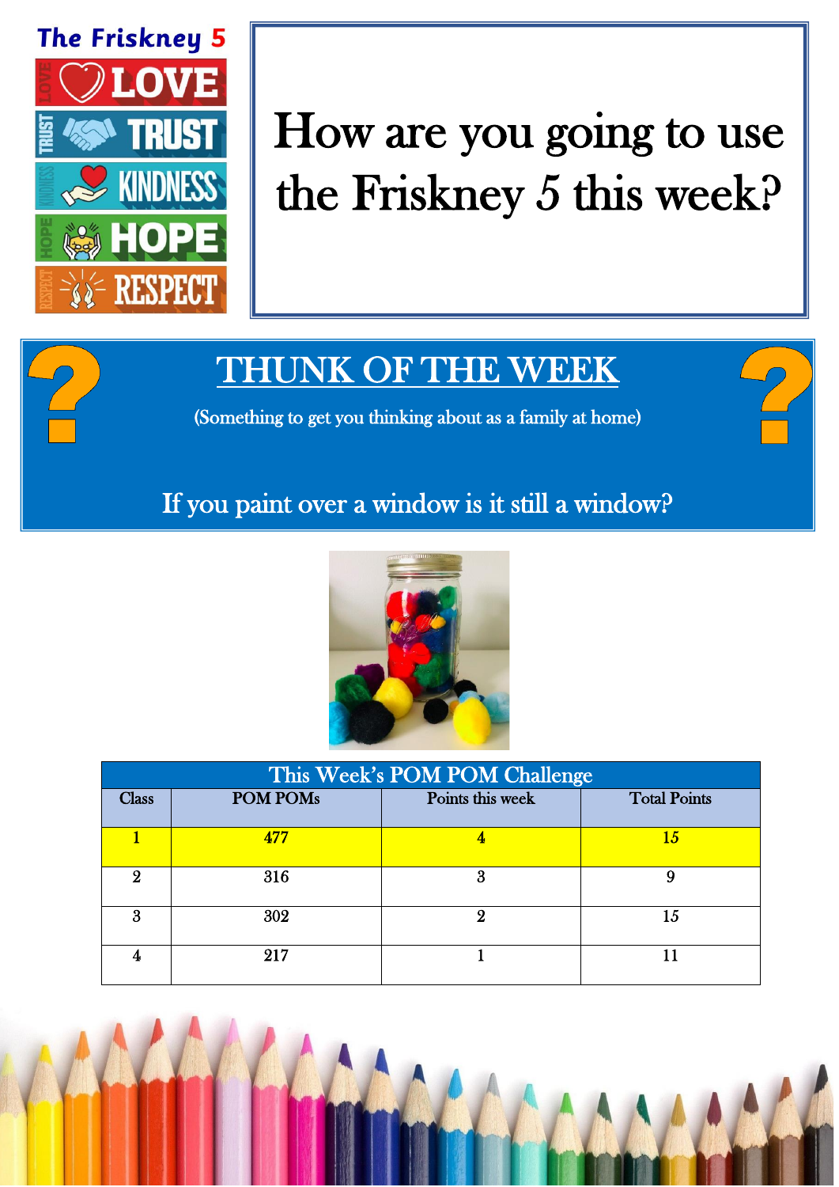## The Friskney 5

- LOVE
- TRUST
- KINDNESS
- HOPE
- RESPECT

# How are you going to use the Friskney 5 this week?

## THUNK OF THE WEEK

(Something to get you thinking about as a family at home)

If you paint over a window is it still a window?

| This Week's POM POM Challenge | | | |
|---|---|---|---|
| Class | POM POMs | Points this week | Total Points |
| 1 | 477 | 4 | 15 |
| 2 | 316 | 3 | 9 |
| 3 | 302 | 2 | 15 |
| 4 | 217 | 1 | 11 |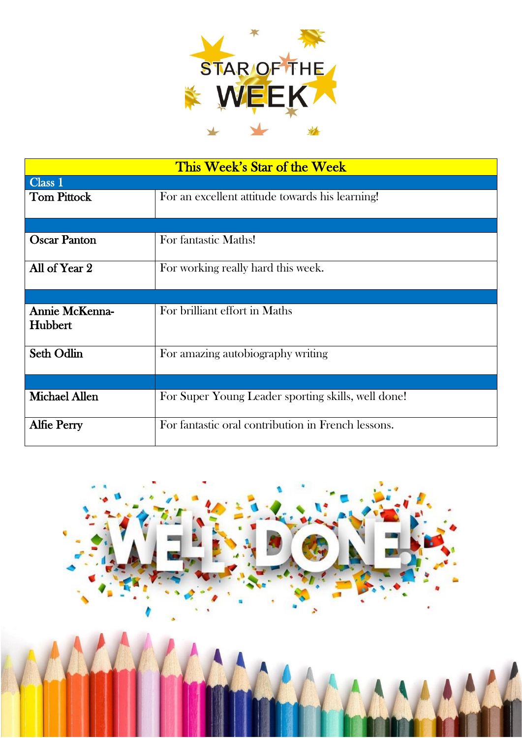# STAR OF THE WEEK

| This Week's Star of the Week | |
|---|---|
| **Class 1** | |
| **Tom Pittock** | For an excellent attitude towards his learning! |
| | |
| **Oscar Panton** | For fantastic Maths! |
| **All of Year 2** | For working really hard this week. |
| | |
| **Annie McKenna-Hubbert** | For brilliant effort in Maths |
| **Seth Odlin** | For amazing autobiography writing |
| | |
| **Michael Allen** | For Super Young Leader sporting skills, well done! |
| **Alfie Perry** | For fantastic oral contribution in French lessons. |

WELL DONE!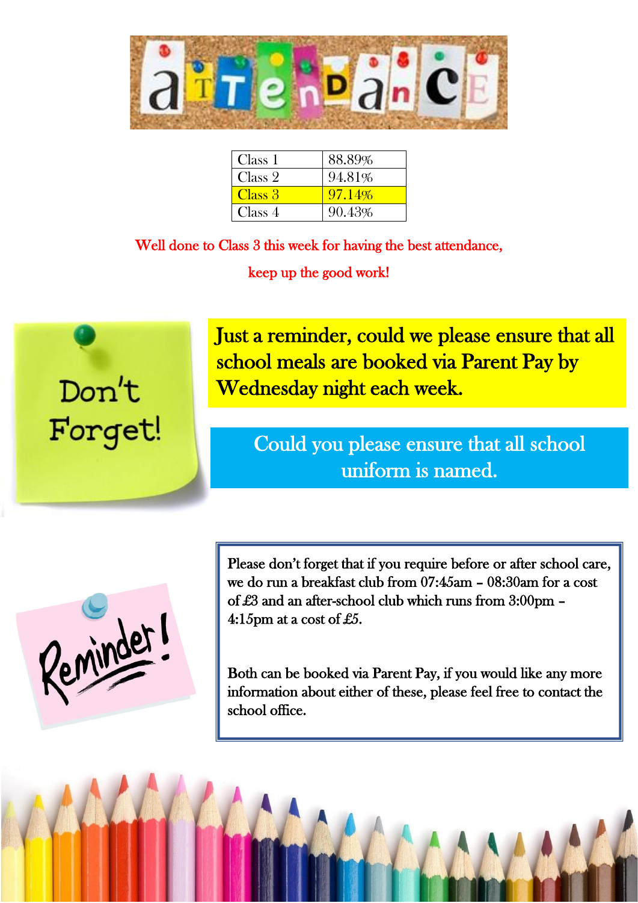# Attendance

| | |
|---|---|
| Class 1 | 88.89% |
| Class 2 | 94.81% |
| Class 3 | 97.14% |
| Class 4 | 90.43% |

Well done to Class 3 this week for having the best attendance, keep up the good work!

## Don't Forget!

Just a reminder, could we please ensure that all school meals are booked via Parent Pay by Wednesday night each week.

Could you please ensure that all school uniform is named.

## Reminder!

Please don't forget that if you require before or after school care, we do run a breakfast club from 07:45am – 08:30am for a cost of £3 and an after-school club which runs from 3:00pm – 4:15pm at a cost of £5.

Both can be booked via Parent Pay, if you would like any more information about either of these, please feel free to contact the school office.